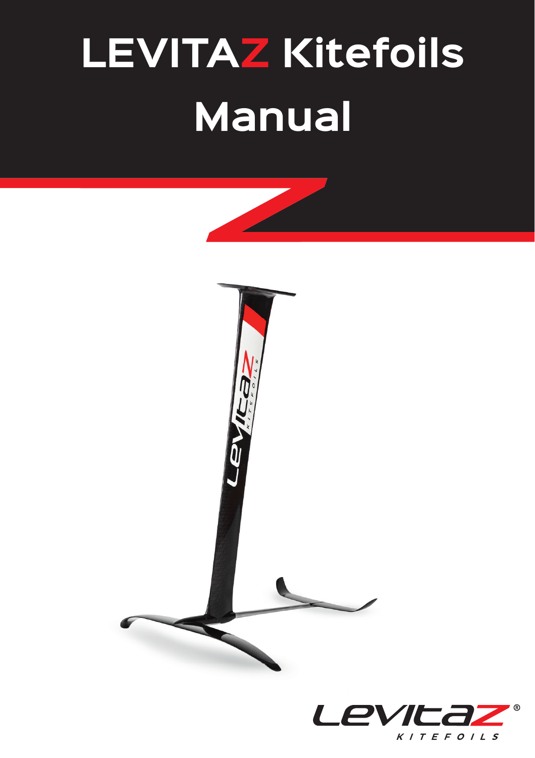# LEVITAZ Kitefoils Manual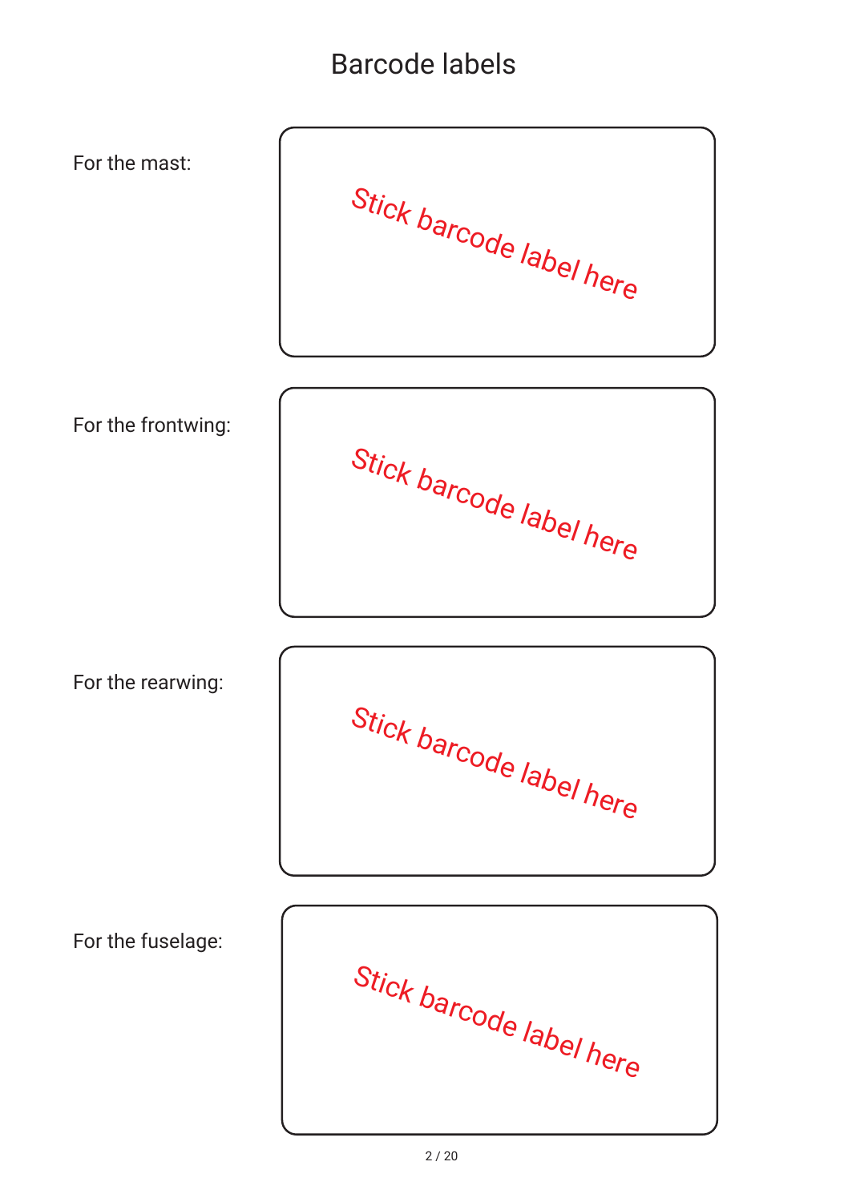# Barcode labels

For the mast:

Stick barcode label here

For the frontwing:

Stick barcode label here

For the rearwing:

Stick barcode label here

For the fuselage:

Stick barcode label here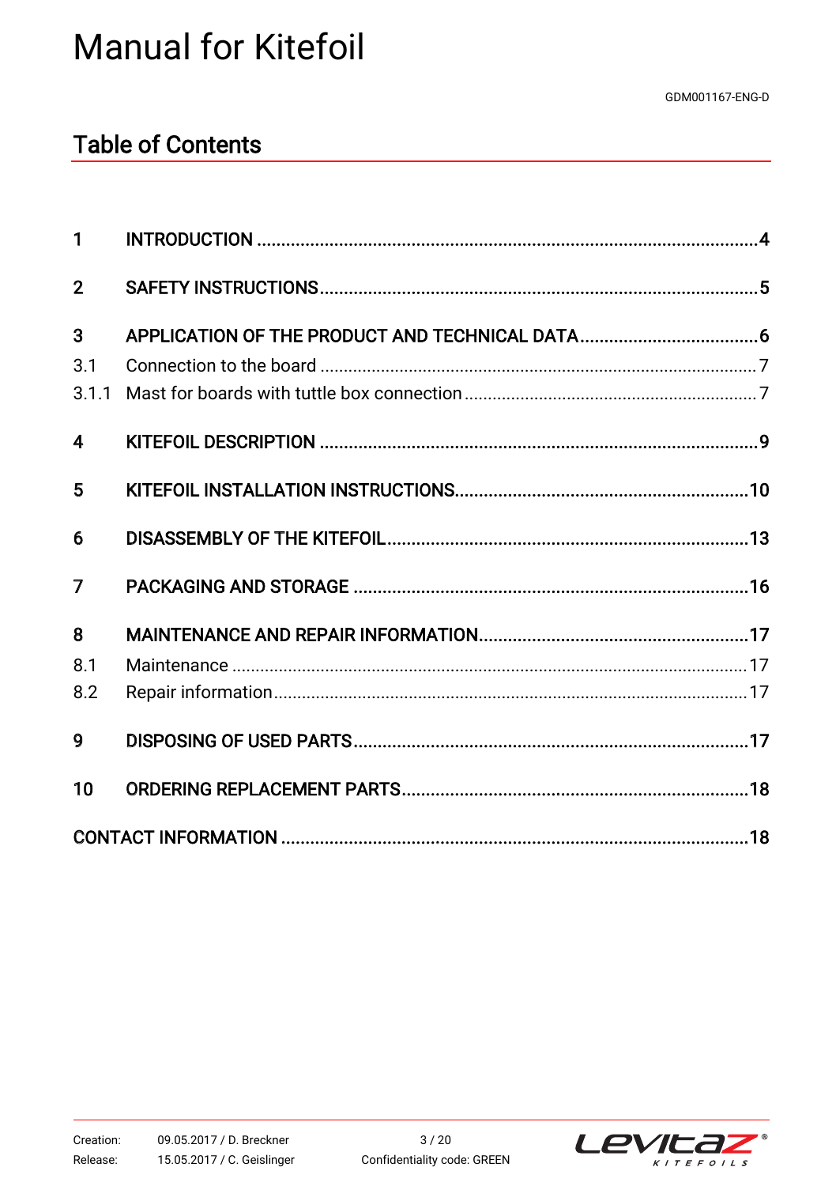# Manual for Kitefoil

GDM001167-ENG-D

## Table of Contents

| | | |
|---|---|---|
| 1 | INTRODUCTION | 4 |
| 2 | SAFETY INSTRUCTIONS | 5 |
| 3 | APPLICATION OF THE PRODUCT AND TECHNICAL DATA | 6 |
| 3.1 | Connection to the board | 7 |
| 3.1.1 | Mast for boards with tuttle box connection | 7 |
| 4 | KITEFOIL DESCRIPTION | 9 |
| 5 | KITEFOIL INSTALLATION INSTRUCTIONS | 10 |
| 6 | DISASSEMBLY OF THE KITEFOIL | 13 |
| 7 | PACKAGING AND STORAGE | 16 |
| 8 | MAINTENANCE AND REPAIR INFORMATION | 17 |
| 8.1 | Maintenance | 17 |
| 8.2 | Repair information | 17 |
| 9 | DISPOSING OF USED PARTS | 17 |
| 10 | ORDERING REPLACEMENT PARTS | 18 |
| | CONTACT INFORMATION | 18 |

Creation: 09.05.2017 / D. Breckner
Release: 15.05.2017 / C. Geislinger
Confidentiality code: GREEN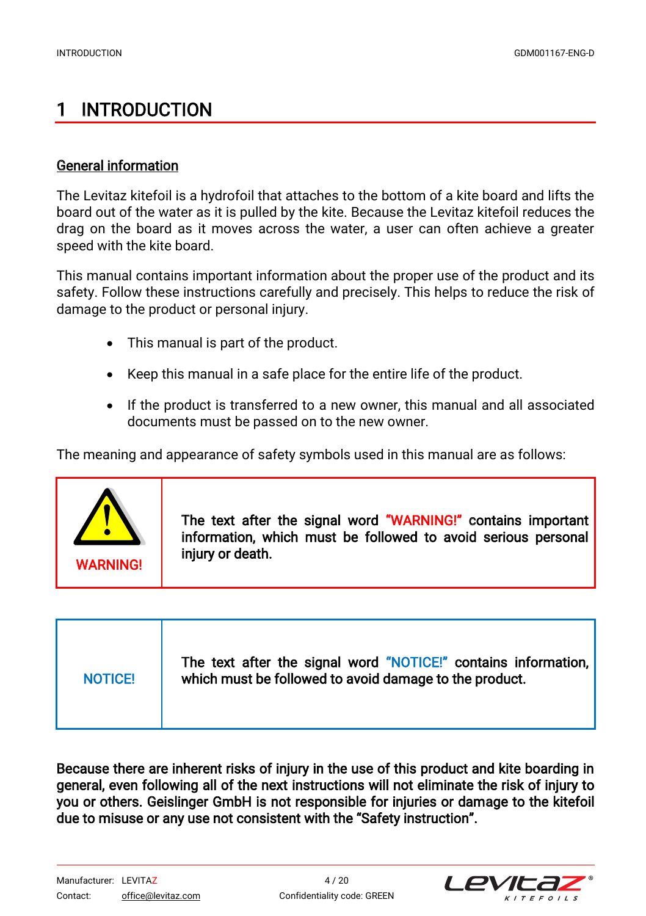# 1 INTRODUCTION

## General information

The Levitaz kitefoil is a hydrofoil that attaches to the bottom of a kite board and lifts the board out of the water as it is pulled by the kite. Because the Levitaz kitefoil reduces the drag on the board as it moves across the water, a user can often achieve a greater speed with the kite board.

This manual contains important information about the proper use of the product and its safety. Follow these instructions carefully and precisely. This helps to reduce the risk of damage to the product or personal injury.

- This manual is part of the product.
- Keep this manual in a safe place for the entire life of the product.
- If the product is transferred to a new owner, this manual and all associated documents must be passed on to the new owner.

The meaning and appearance of safety symbols used in this manual are as follows:

| WARNING! | The text after the signal word "WARNING!" contains important information, which must be followed to avoid serious personal injury or death. |
|---|---|

| NOTICE! | The text after the signal word "NOTICE!" contains information, which must be followed to avoid damage to the product. |
|---|---|

**Because there are inherent risks of injury in the use of this product and kite boarding in general, even following all of the next instructions will not eliminate the risk of injury to you or others. Geislinger GmbH is not responsible for injuries or damage to the kitefoil due to misuse or any use not consistent with the "Safety instruction".**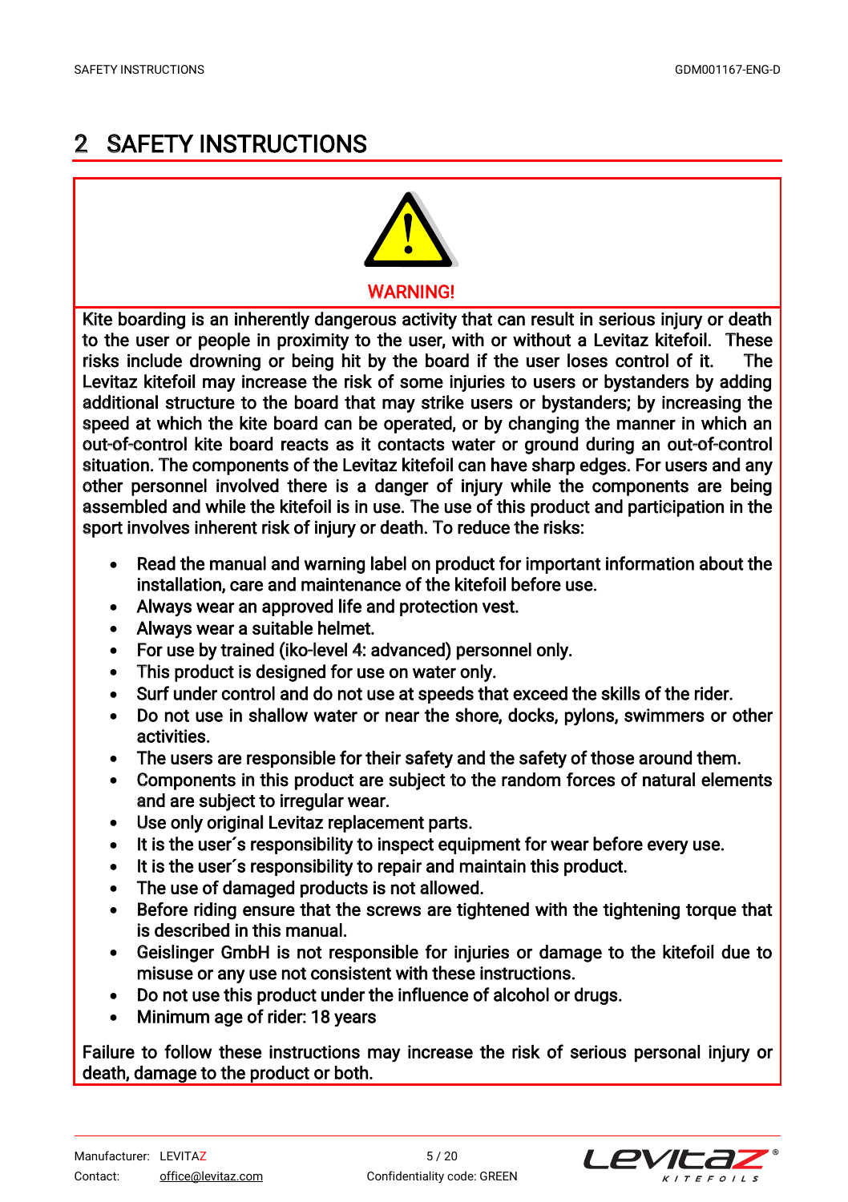# 2 SAFETY INSTRUCTIONS

**WARNING!**

Kite boarding is an inherently dangerous activity that can result in serious injury or death to the user or people in proximity to the user, with or without a Levitaz kitefoil. These risks include drowning or being hit by the board if the user loses control of it. The Levitaz kitefoil may increase the risk of some injuries to users or bystanders by adding additional structure to the board that may strike users or bystanders; by increasing the speed at which the kite board can be operated, or by changing the manner in which an out-of-control kite board reacts as it contacts water or ground during an out-of-control situation. The components of the Levitaz kitefoil can have sharp edges. For users and any other personnel involved there is a danger of injury while the components are being assembled and while the kitefoil is in use. The use of this product and participation in the sport involves inherent risk of injury or death. To reduce the risks:

- Read the manual and warning label on product for important information about the installation, care and maintenance of the kitefoil before use.
- Always wear an approved life and protection vest.
- Always wear a suitable helmet.
- For use by trained (iko-level 4: advanced) personnel only.
- This product is designed for use on water only.
- Surf under control and do not use at speeds that exceed the skills of the rider.
- Do not use in shallow water or near the shore, docks, pylons, swimmers or other activities.
- The users are responsible for their safety and the safety of those around them.
- Components in this product are subject to the random forces of natural elements and are subject to irregular wear.
- Use only original Levitaz replacement parts.
- It is the user´s responsibility to inspect equipment for wear before every use.
- It is the user´s responsibility to repair and maintain this product.
- The use of damaged products is not allowed.
- Before riding ensure that the screws are tightened with the tightening torque that is described in this manual.
- Geislinger GmbH is not responsible for injuries or damage to the kitefoil due to misuse or any use not consistent with these instructions.
- Do not use this product under the influence of alcohol or drugs.
- Minimum age of rider: 18 years

Failure to follow these instructions may increase the risk of serious personal injury or death, damage to the product or both.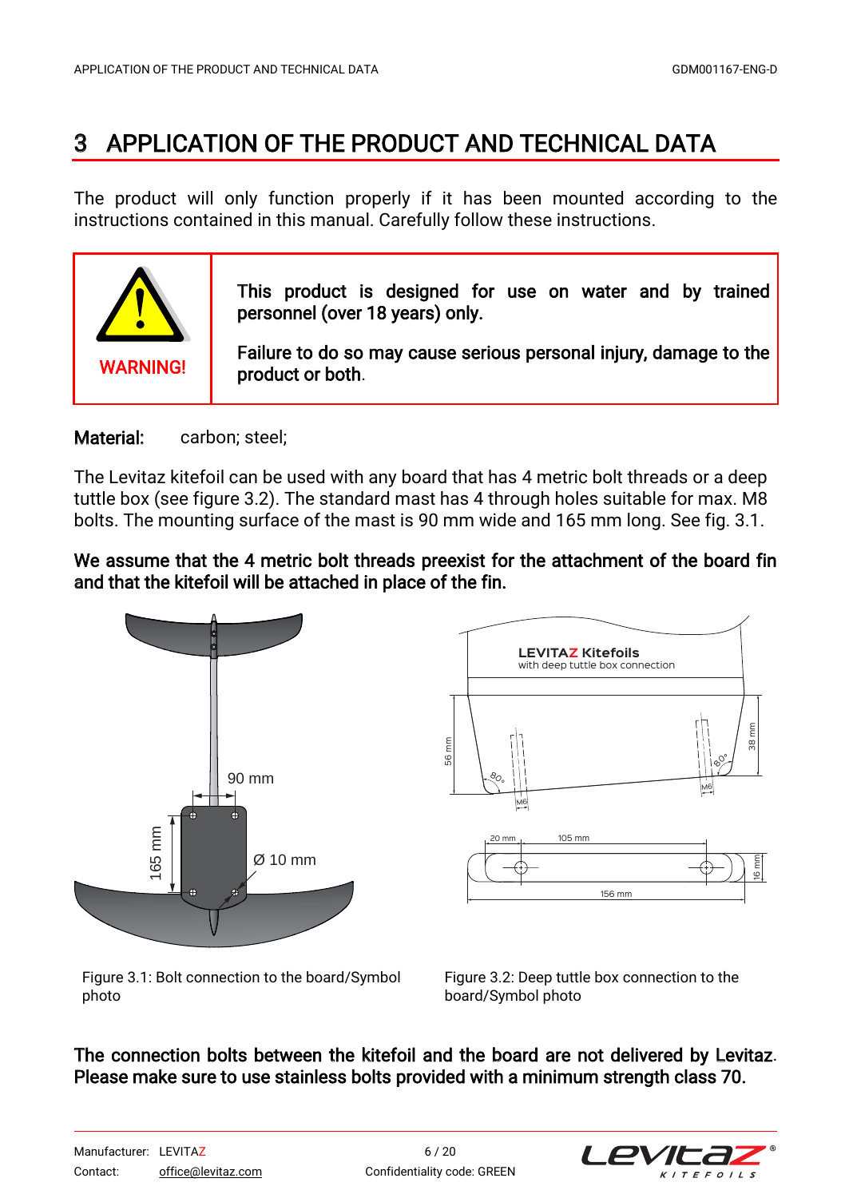# 3 APPLICATION OF THE PRODUCT AND TECHNICAL DATA

The product will only function properly if it has been mounted according to the instructions contained in this manual. Carefully follow these instructions.

| WARNING! | **This product is designed for use on water and by trained personnel (over 18 years) only.** **Failure to do so may cause serious personal injury, damage to the product or both.** |
|---|---|

**Material:** carbon; steel;

The Levitaz kitefoil can be used with any board that has 4 metric bolt threads or a deep tuttle box (see figure 3.2). The standard mast has 4 through holes suitable for max. M8 bolts. The mounting surface of the mast is 90 mm wide and 165 mm long. See fig. 3.1.

**We assume that the 4 metric bolt threads preexist for the attachment of the board fin and that the kitefoil will be attached in place of the fin.**

Figure 3.1: Bolt connection to the board/Symbol photo

Figure 3.2: Deep tuttle box connection to the board/Symbol photo

**The connection bolts between the kitefoil and the board are not delivered by Levitaz. Please make sure to use stainless bolts provided with a minimum strength class 70.**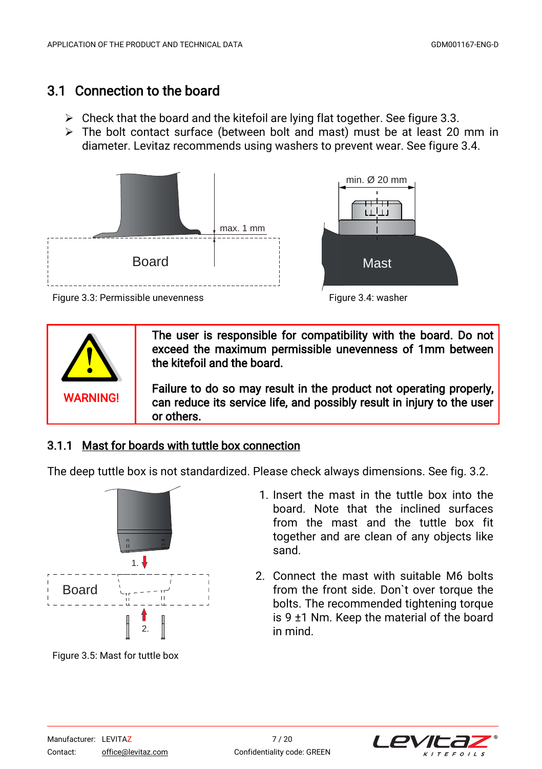## 3.1 Connection to the board

- Check that the board and the kitefoil are lying flat together. See figure 3.3.
- The bolt contact surface (between bolt and mast) must be at least 20 mm in diameter. Levitaz recommends using washers to prevent wear. See figure 3.4.

Figure 3.3: Permissible unevenness

Figure 3.4: washer

| WARNING! | **The user is responsible for compatibility with the board. Do not exceed the maximum permissible unevenness of 1mm between the kitefoil and the board.**<br><br>**Failure to do so may result in the product not operating properly, can reduce its service life, and possibly result in injury to the user or others.** |
|---|---|

### 3.1.1 Mast for boards with tuttle box connection

The deep tuttle box is not standardized. Please check always dimensions. See fig. 3.2.

Figure 3.5: Mast for tuttle box

1. Insert the mast in the tuttle box into the board. Note that the inclined surfaces from the mast and the tuttle box fit together and are clean of any objects like sand.
2. Connect the mast with suitable M6 bolts from the front side. Don`t over torque the bolts. The recommended tightening torque is 9 ±1 Nm. Keep the material of the board in mind.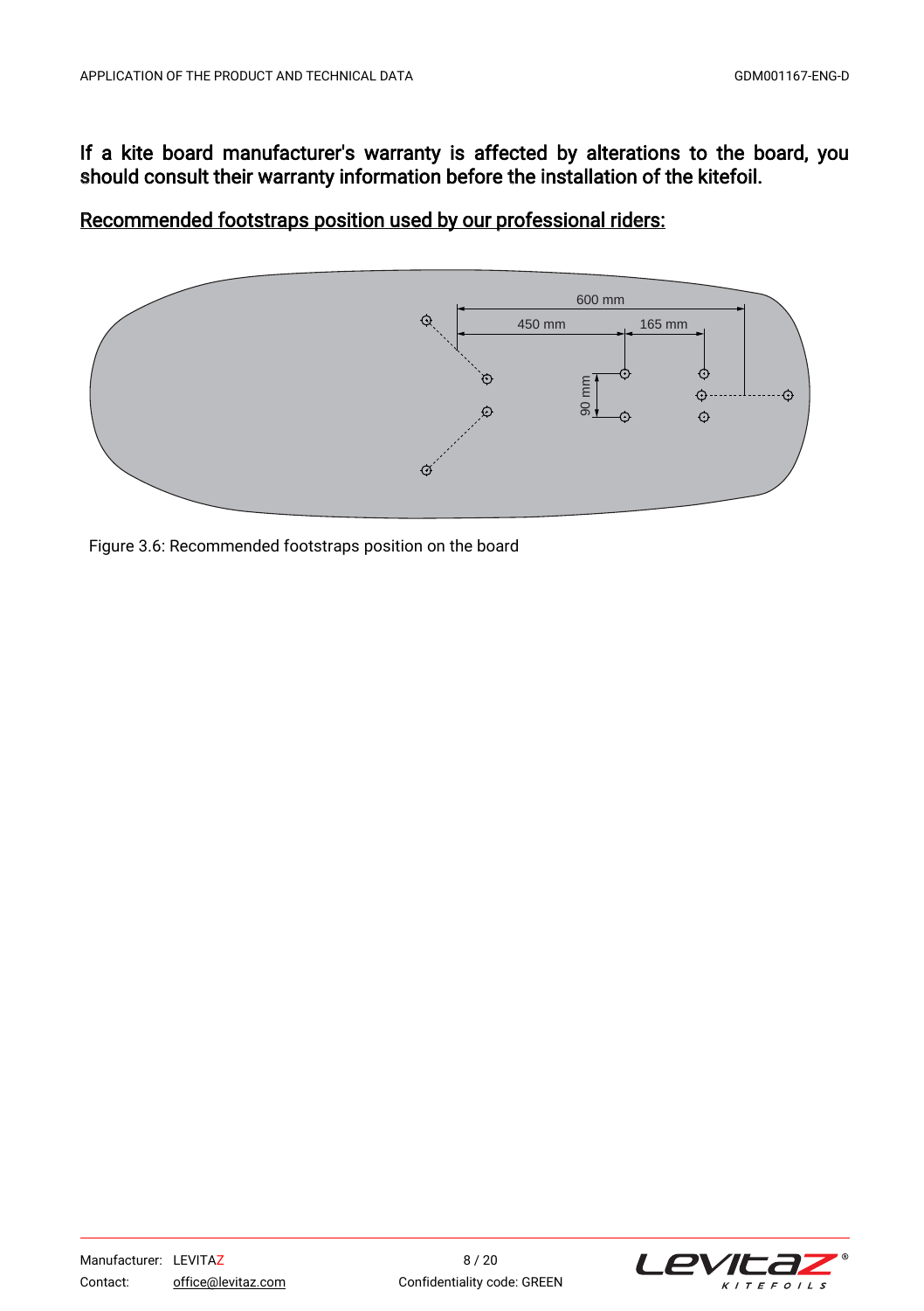**If a kite board manufacturer's warranty is affected by alterations to the board, you should consult their warranty information before the installation of the kitefoil.**

**<u>Recommended footstraps position used by our professional riders:</u>**

Figure 3.6: Recommended footstraps position on the board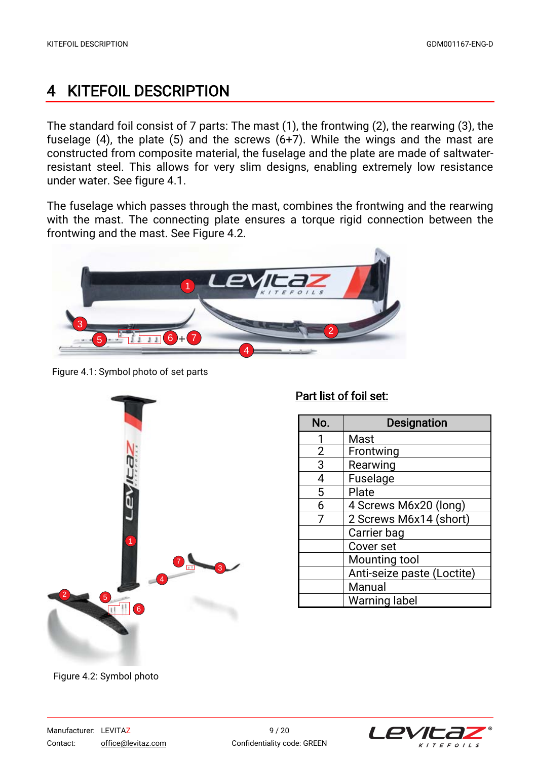# 4 KITEFOIL DESCRIPTION

The standard foil consist of 7 parts: The mast (1), the frontwing (2), the rearwing (3), the fuselage (4), the plate (5) and the screws (6+7). While the wings and the mast are constructed from composite material, the fuselage and the plate are made of saltwater-resistant steel. This allows for very slim designs, enabling extremely low resistance under water. See figure 4.1.

The fuselage which passes through the mast, combines the frontwing and the rearwing with the mast. The connecting plate ensures a torque rigid connection between the frontwing and the mast. See Figure 4.2.

Figure 4.1: Symbol photo of set parts

Figure 4.2: Symbol photo

**Part list of foil set:**

| No. | Designation |
|---|---|
| 1 | Mast |
| 2 | Frontwing |
| 3 | Rearwing |
| 4 | Fuselage |
| 5 | Plate |
| 6 | 4 Screws M6x20 (long) |
| 7 | 2 Screws M6x14 (short) |
| | Carrier bag |
| | Cover set |
| | Mounting tool |
| | Anti-seize paste (Loctite) |
| | Manual |
| | Warning label |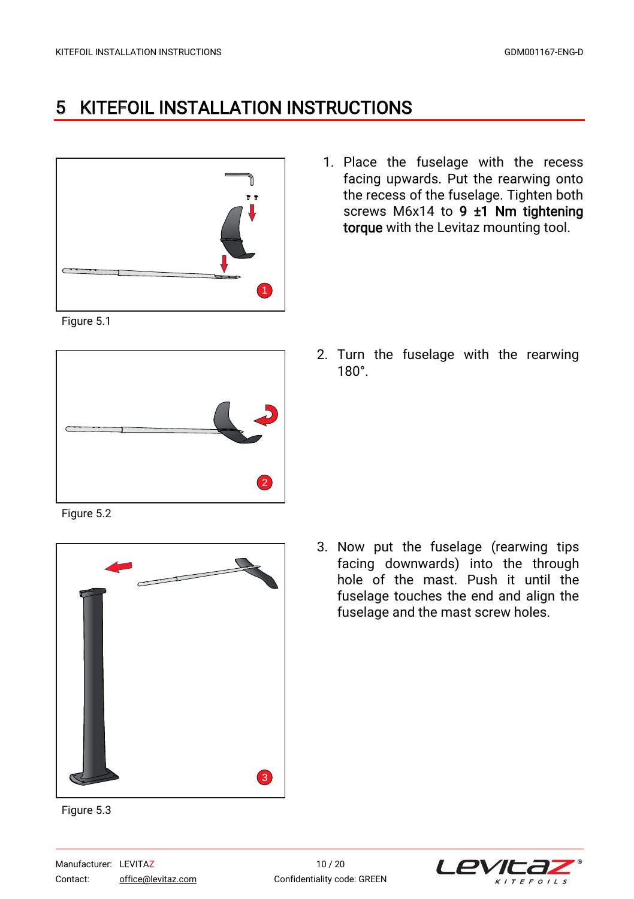# 5 KITEFOIL INSTALLATION INSTRUCTIONS

Figure 5.1

1. Place the fuselage with the recess facing upwards. Put the rearwing onto the recess of the fuselage. Tighten both screws M6x14 to **9 ±1 Nm tightening torque** with the Levitaz mounting tool.

Figure 5.2

2. Turn the fuselage with the rearwing 180°.

Figure 5.3

3. Now put the fuselage (rearwing tips facing downwards) into the through hole of the mast. Push it until the fuselage touches the end and align the fuselage and the mast screw holes.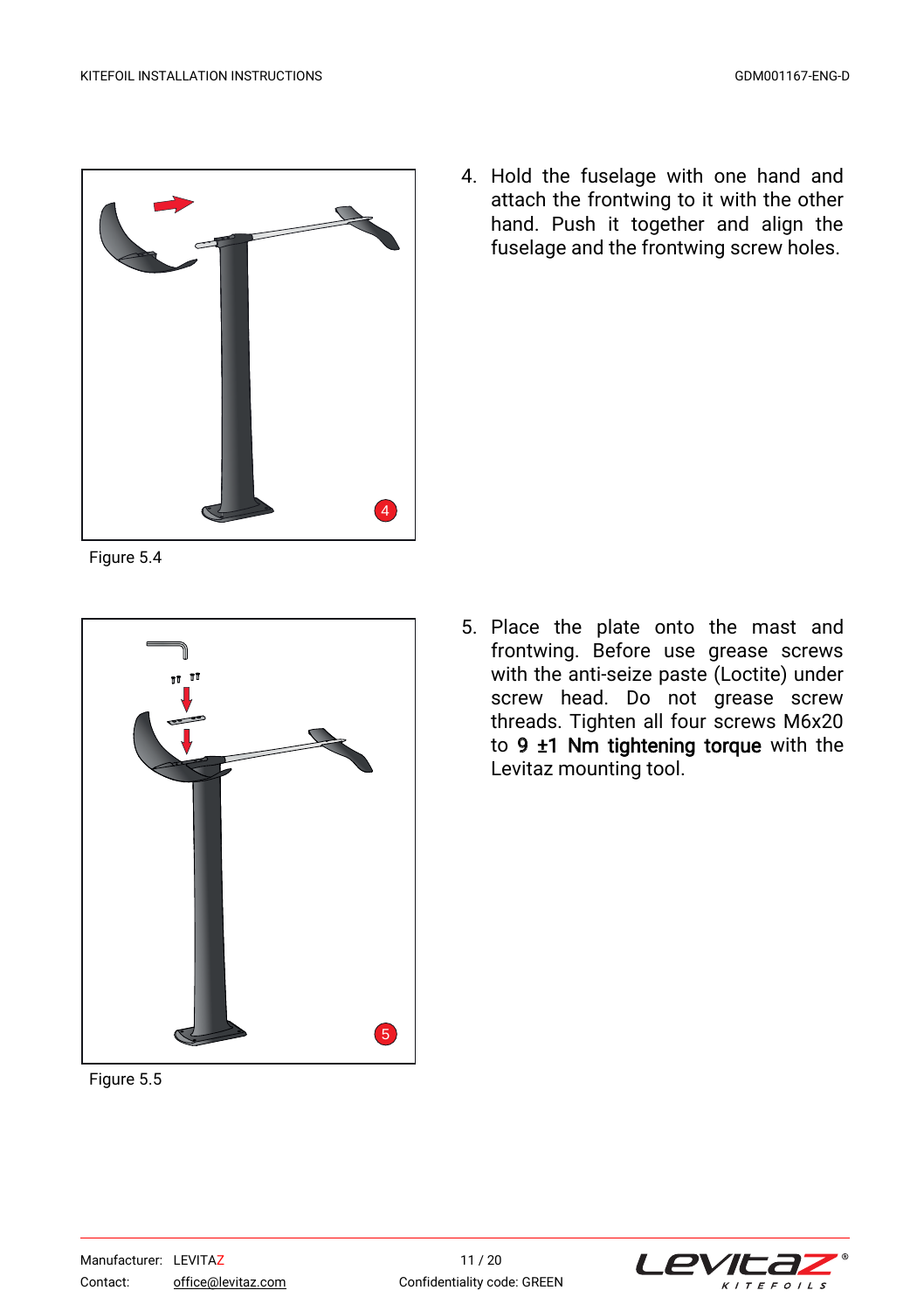Figure 5.4

4. Hold the fuselage with one hand and attach the frontwing to it with the other hand. Push it together and align the fuselage and the frontwing screw holes.

Figure 5.5

5. Place the plate onto the mast and frontwing. Before use grease screws with the anti-seize paste (Loctite) under screw head. Do not grease screw threads. Tighten all four screws M6x20 to **9 ±1 Nm tightening torque** with the Levitaz mounting tool.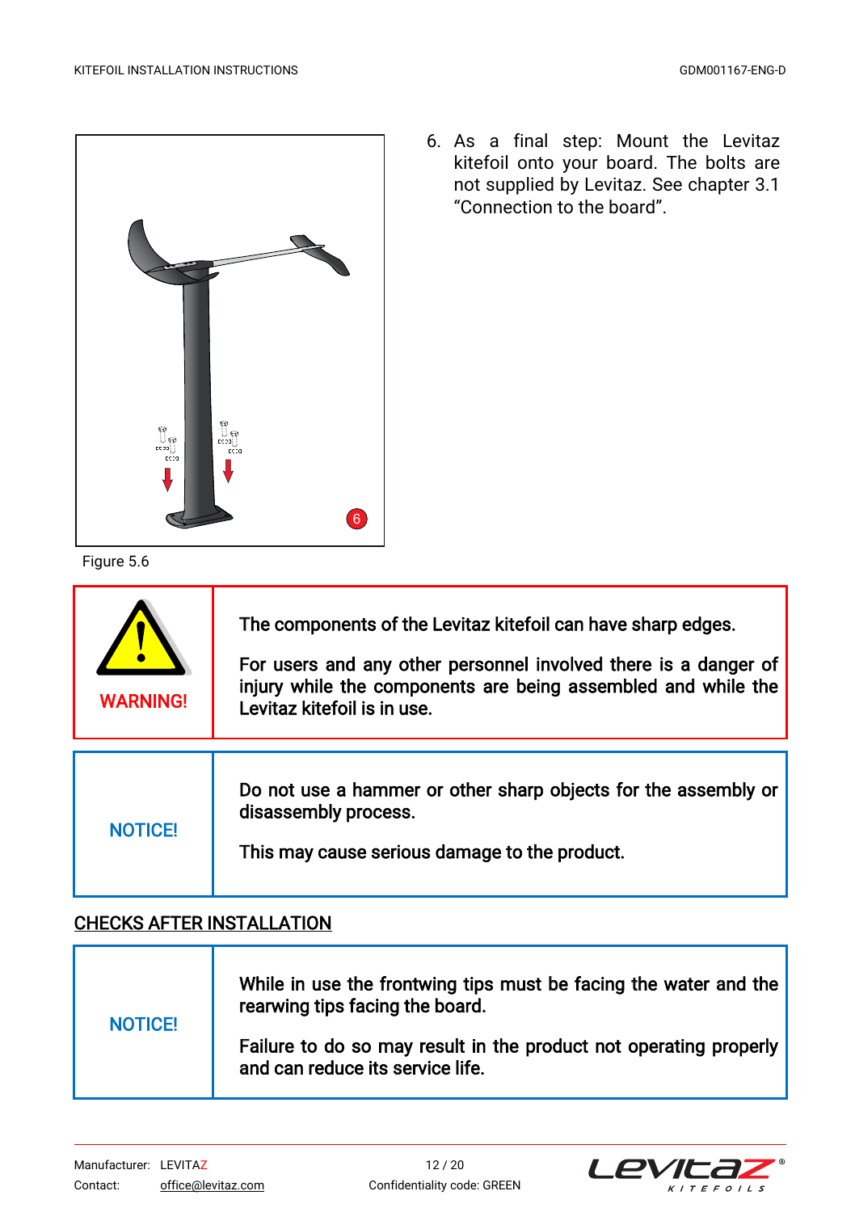Figure 5.6

6. As a final step: Mount the Levitaz kitefoil onto your board. The bolts are not supplied by Levitaz. See chapter 3.1 "Connection to the board".

| WARNING! | The components of the Levitaz kitefoil can have sharp edges.<br><br>For users and any other personnel involved there is a danger of injury while the components are being assembled and while the Levitaz kitefoil is in use. |
|---|---|

| NOTICE! | Do not use a hammer or other sharp objects for the assembly or disassembly process.<br><br>This may cause serious damage to the product. |
|---|---|

## CHECKS AFTER INSTALLATION

| NOTICE! | While in use the frontwing tips must be facing the water and the rearwing tips facing the board.<br><br>Failure to do so may result in the product not operating properly and can reduce its service life. |
|---|---|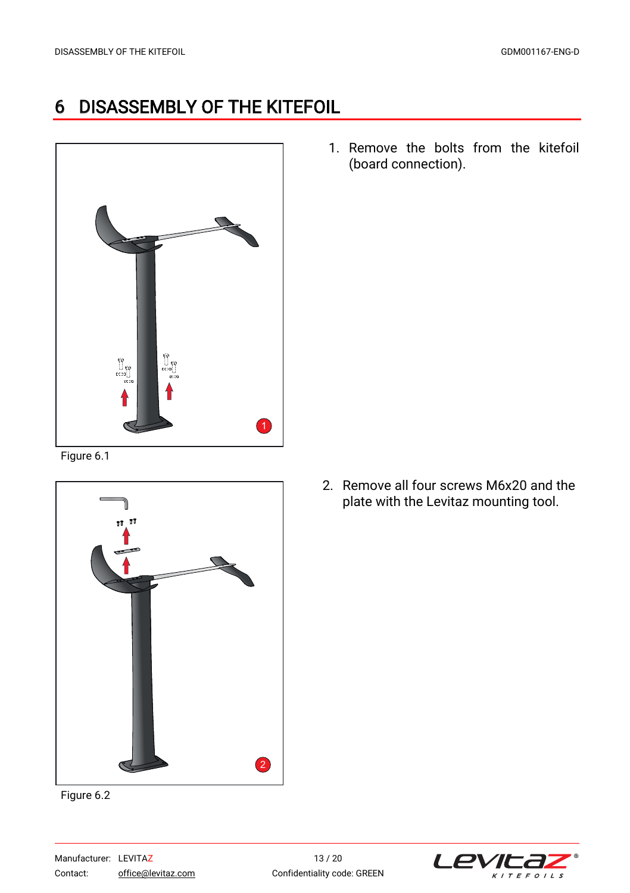# 6 DISASSEMBLY OF THE KITEFOIL

Figure 6.1

1. Remove the bolts from the kitefoil (board connection).

Figure 6.2

2. Remove all four screws M6x20 and the plate with the Levitaz mounting tool.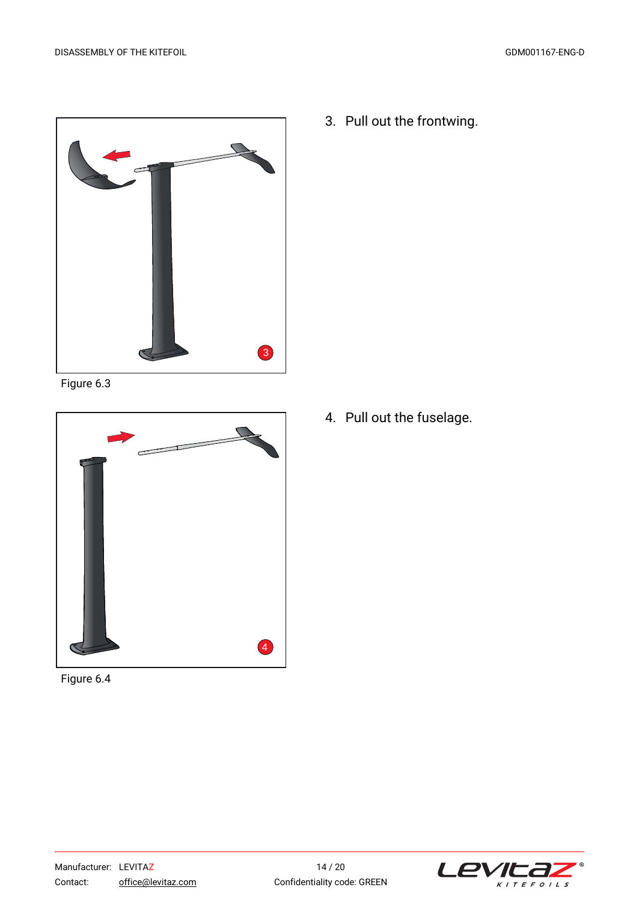Figure 6.3

3. Pull out the frontwing.

Figure 6.4

4. Pull out the fuselage.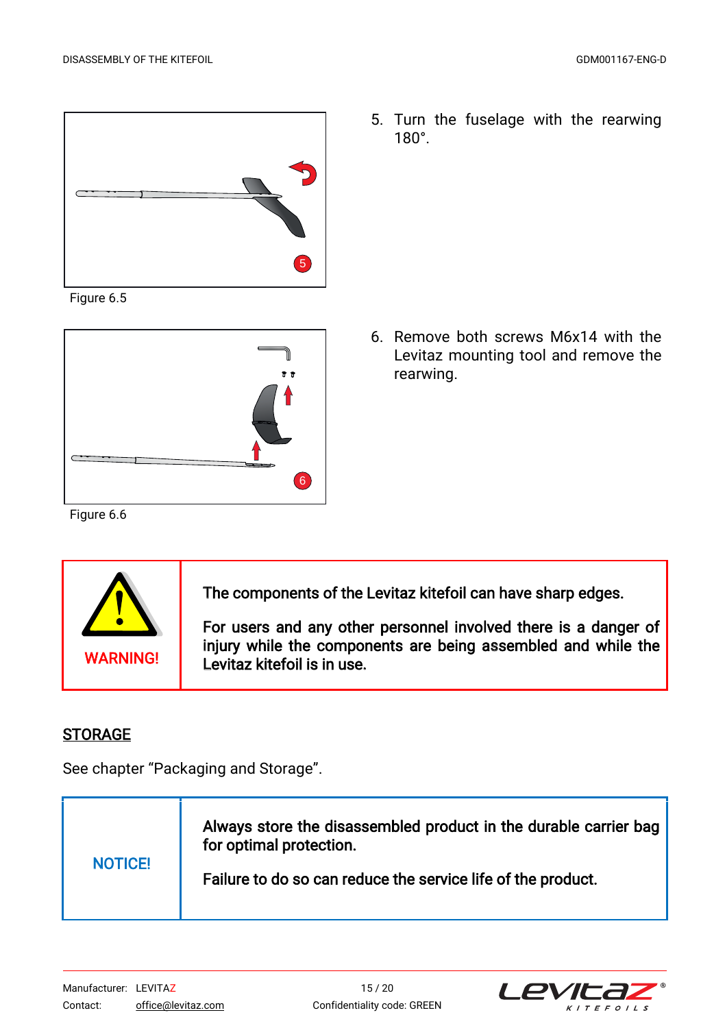Figure 6.5

5. Turn the fuselage with the rearwing 180°.

Figure 6.6

6. Remove both screws M6x14 with the Levitaz mounting tool and remove the rearwing.

| WARNING! | The components of the Levitaz kitefoil can have sharp edges. For users and any other personnel involved there is a danger of injury while the components are being assembled and while the Levitaz kitefoil is in use. |
|---|---|

## STORAGE

See chapter "Packaging and Storage".

| NOTICE! | Always store the disassembled product in the durable carrier bag for optimal protection. Failure to do so can reduce the service life of the product. |
|---|---|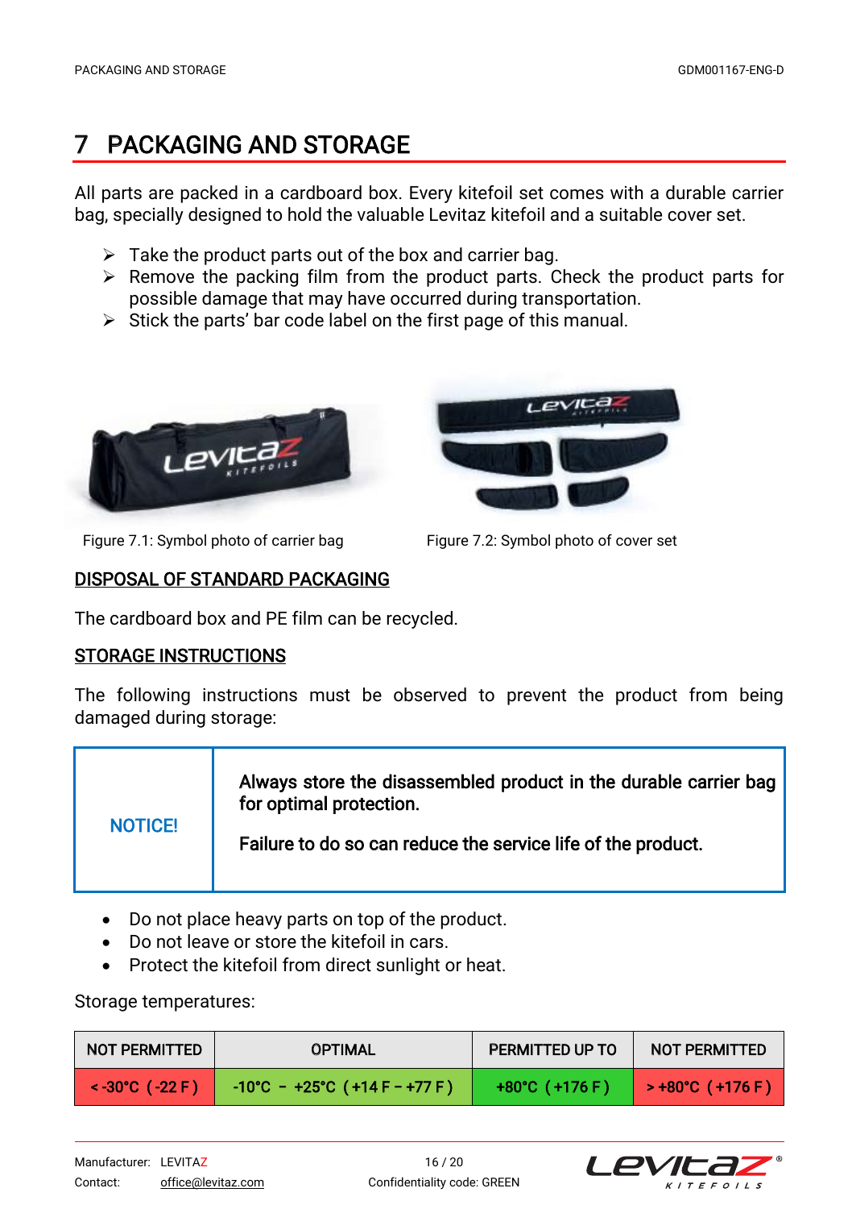# 7 PACKAGING AND STORAGE

All parts are packed in a cardboard box. Every kitefoil set comes with a durable carrier bag, specially designed to hold the valuable Levitaz kitefoil and a suitable cover set.

- Take the product parts out of the box and carrier bag.
- Remove the packing film from the product parts. Check the product parts for possible damage that may have occurred during transportation.
- Stick the parts' bar code label on the first page of this manual.

Figure 7.1: Symbol photo of carrier bag

Figure 7.2: Symbol photo of cover set

## DISPOSAL OF STANDARD PACKAGING

The cardboard box and PE film can be recycled.

## STORAGE INSTRUCTIONS

The following instructions must be observed to prevent the product from being damaged during storage:

| NOTICE! | **Always store the disassembled product in the durable carrier bag for optimal protection.**<br><br>**Failure to do so can reduce the service life of the product.** |
|---|---|

- Do not place heavy parts on top of the product.
- Do not leave or store the kitefoil in cars.
- Protect the kitefoil from direct sunlight or heat.

Storage temperatures:

| NOT PERMITTED | OPTIMAL | PERMITTED UP TO | NOT PERMITTED |
|---|---|---|---|
| < -30°C ( -22 F ) | -10°C – +25°C ( +14 F – +77 F ) | +80°C ( +176 F ) | > +80°C ( +176 F ) |

Manufacturer: LEVITAZ
Contact: office@levitaz.com
Confidentiality code: GREEN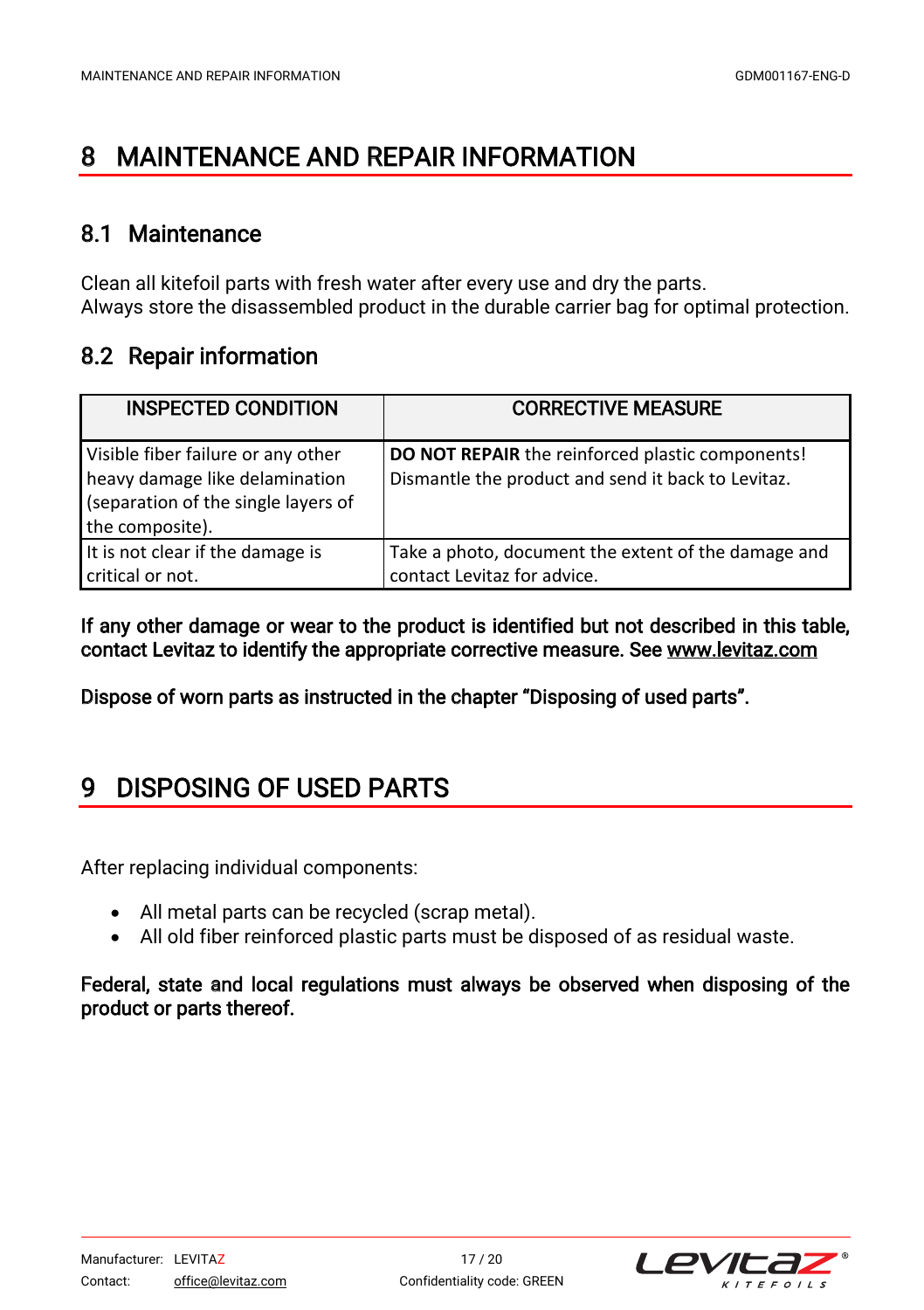# 8 MAINTENANCE AND REPAIR INFORMATION

## 8.1 Maintenance

Clean all kitefoil parts with fresh water after every use and dry the parts.
Always store the disassembled product in the durable carrier bag for optimal protection.

## 8.2 Repair information

| INSPECTED CONDITION | CORRECTIVE MEASURE |
|---|---|
| Visible fiber failure or any other heavy damage like delamination (separation of the single layers of the composite). | **DO NOT REPAIR** the reinforced plastic components! Dismantle the product and send it back to Levitaz. |
| It is not clear if the damage is critical or not. | Take a photo, document the extent of the damage and contact Levitaz for advice. |

If any other damage or wear to the product is identified but not described in this table, contact Levitaz to identify the appropriate corrective measure. See www.levitaz.com

Dispose of worn parts as instructed in the chapter "Disposing of used parts".

# 9 DISPOSING OF USED PARTS

After replacing individual components:

- All metal parts can be recycled (scrap metal).
- All old fiber reinforced plastic parts must be disposed of as residual waste.

Federal, state and local regulations must always be observed when disposing of the product or parts thereof.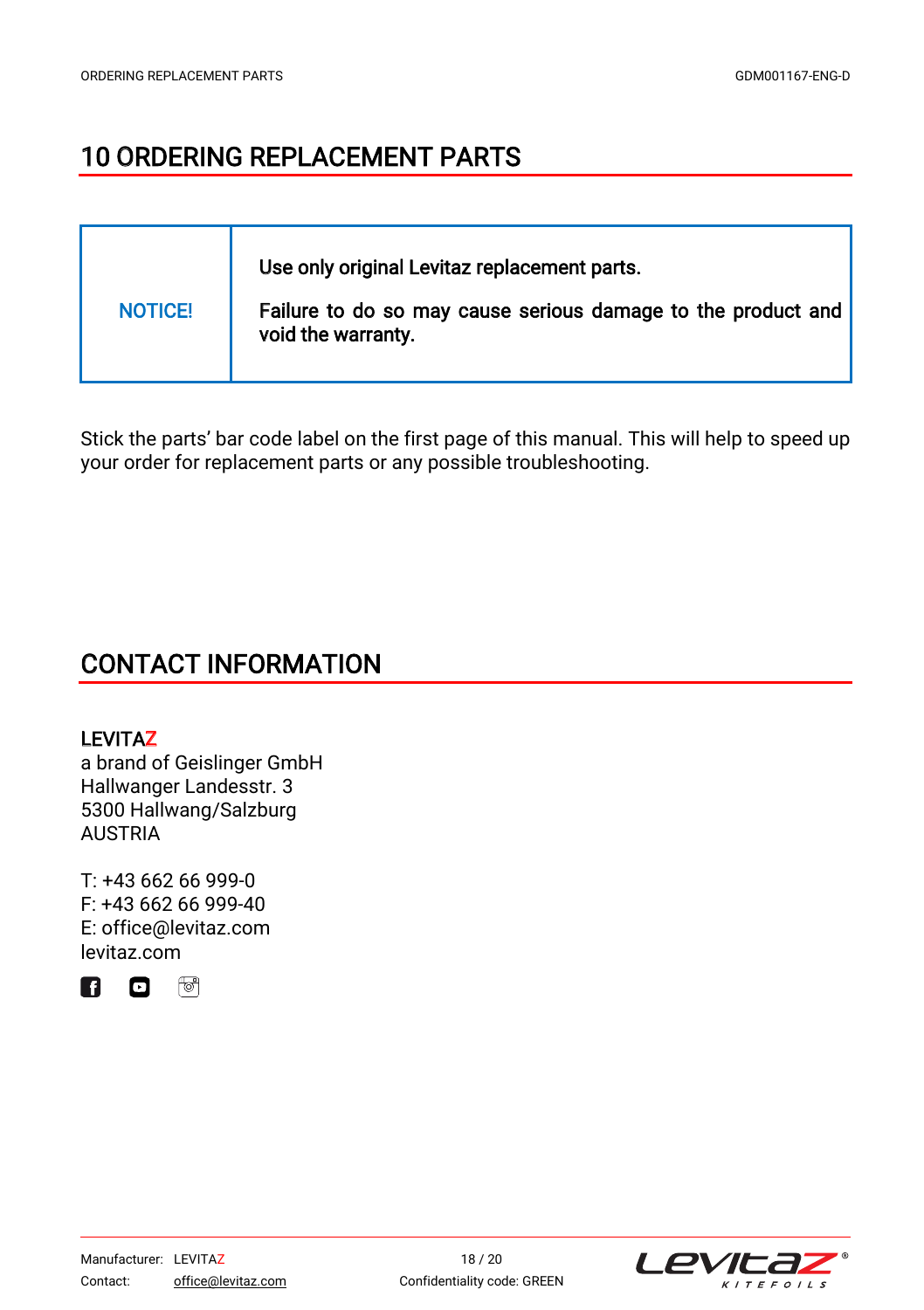# 10 ORDERING REPLACEMENT PARTS

| NOTICE! | Use only original Levitaz replacement parts.<br><br>Failure to do so may cause serious damage to the product and void the warranty. |
|---|---|

Stick the parts' bar code label on the first page of this manual. This will help to speed up your order for replacement parts or any possible troubleshooting.

# CONTACT INFORMATION

**LEVITAZ**
a brand of Geislinger GmbH
Hallwanger Landesstr. 3
5300 Hallwang/Salzburg
AUSTRIA

T: +43 662 66 999-0
F: +43 662 66 999-40
E: office@levitaz.com
levitaz.com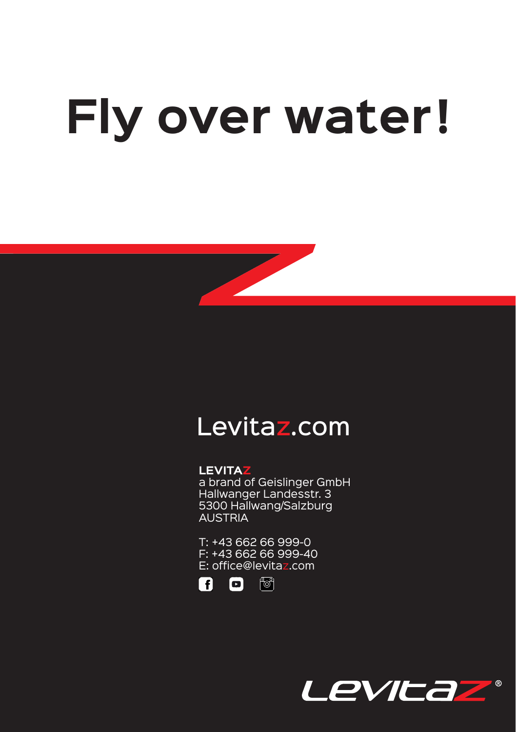# Fly over water!

## Levitaz.com

**LEVITAZ**
a brand of Geislinger GmbH
Hallwanger Landesstr. 3
5300 Hallwang/Salzburg
AUSTRIA

T: +43 662 66 999-0
F: +43 662 66 999-40
E: office@levitaz.com

LEVITAZ®